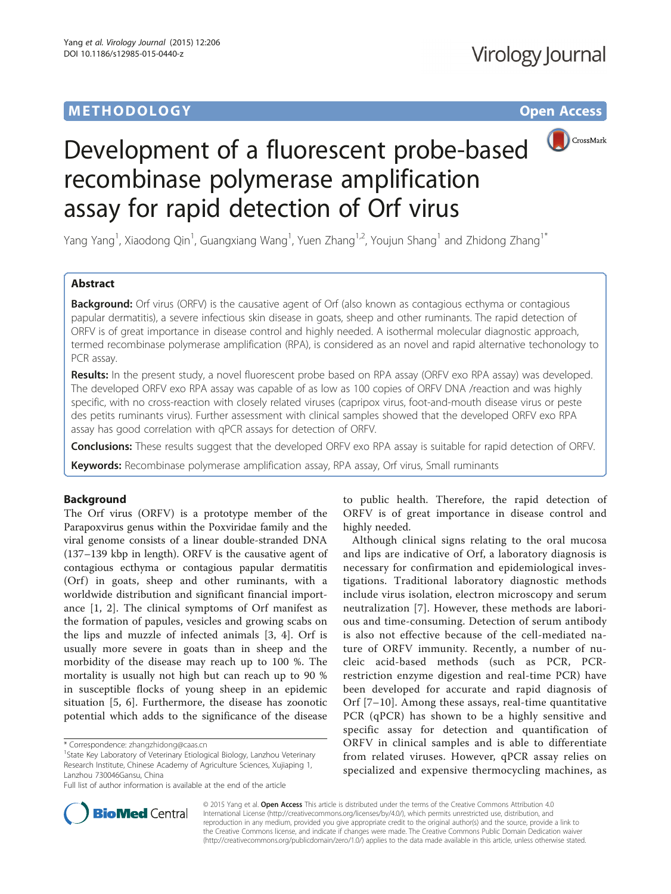**METHODOLOGY** **Open Access**

# Development of a fluorescent probe-based recombinase polymerase amplification assay for rapid detection of Orf virus

Yang Yang[1], Xiaodong Qin[1], Guangxiang Wang[1], Yuen Zhang[1,2], Youjun Shang[1] and Zhidong Zhang[1*]

## Abstract

**Background:** Orf virus (ORFV) is the causative agent of Orf (also known as contagious ecthyma or contagious papular dermatitis), a severe infectious skin disease in goats, sheep and other ruminants. The rapid detection of ORFV is of great importance in disease control and highly needed. A isothermal molecular diagnostic approach, termed recombinase polymerase amplification (RPA), is considered as an novel and rapid alternative techonology to PCR assay.

**Results:** In the present study, a novel fluorescent probe based on RPA assay (ORFV exo RPA assay) was developed. The developed ORFV exo RPA assay was capable of as low as 100 copies of ORFV DNA /reaction and was highly specific, with no cross-reaction with closely related viruses (capripox virus, foot-and-mouth disease virus or peste des petits ruminants virus). Further assessment with clinical samples showed that the developed ORFV exo RPA assay has good correlation with qPCR assays for detection of ORFV.

**Conclusions:** These results suggest that the developed ORFV exo RPA assay is suitable for rapid detection of ORFV.

**Keywords:** Recombinase polymerase amplification assay, RPA assay, Orf virus, Small ruminants

## Background

The Orf virus (ORFV) is a prototype member of the Parapoxvirus genus within the Poxviridae family and the viral genome consists of a linear double-stranded DNA (137–139 kbp in length). ORFV is the causative agent of contagious ecthyma or contagious papular dermatitis (Orf) in goats, sheep and other ruminants, with a worldwide distribution and significant financial importance [1, 2]. The clinical symptoms of Orf manifest as the formation of papules, vesicles and growing scabs on the lips and muzzle of infected animals [3, 4]. Orf is usually more severe in goats than in sheep and the morbidity of the disease may reach up to 100 %. The mortality is usually not high but can reach up to 90 % in susceptible flocks of young sheep in an epidemic situation [5, 6]. Furthermore, the disease has zoonotic potential which adds to the significance of the disease to public health. Therefore, the rapid detection of ORFV is of great importance in disease control and highly needed.

Although clinical signs relating to the oral mucosa and lips are indicative of Orf, a laboratory diagnosis is necessary for confirmation and epidemiological investigations. Traditional laboratory diagnostic methods include virus isolation, electron microscopy and serum neutralization [7]. However, these methods are laborious and time-consuming. Detection of serum antibody is also not effective because of the cell-mediated nature of ORFV immunity. Recently, a number of nucleic acid-based methods (such as PCR, PCR-restriction enzyme digestion and real-time PCR) have been developed for accurate and rapid diagnosis of Orf [7–10]. Among these assays, real-time quantitative PCR (qPCR) has shown to be a highly sensitive and specific assay for detection and quantification of ORFV in clinical samples and is able to differentiate from related viruses. However, qPCR assay relies on specialized and expensive thermocycling machines, as

\* Correspondence: zhangzhidong@caas.cn
[1]State Key Laboratory of Veterinary Etiological Biology, Lanzhou Veterinary Research Institute, Chinese Academy of Agriculture Sciences, Xujiaping 1, Lanzhou 730046Gansu, China
Full list of author information is available at the end of the article

© 2015 Yang et al. **Open Access** This article is distributed under the terms of the Creative Commons Attribution 4.0 International License (http://creativecommons.org/licenses/by/4.0/), which permits unrestricted use, distribution, and reproduction in any medium, provided you give appropriate credit to the original author(s) and the source, provide a link to the Creative Commons license, and indicate if changes were made. The Creative Commons Public Domain Dedication waiver (http://creativecommons.org/publicdomain/zero/1.0/) applies to the data made available in this article, unless otherwise stated.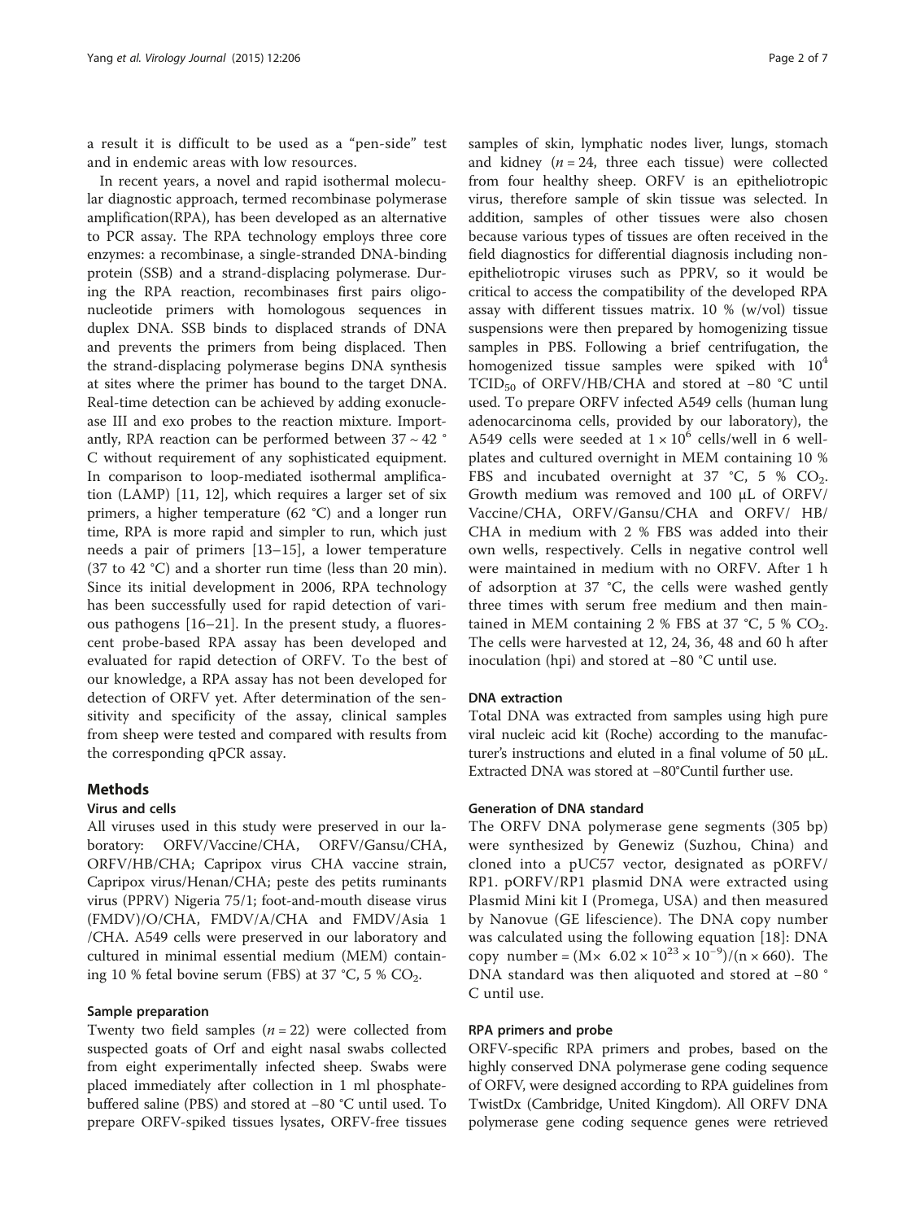a result it is difficult to be used as a "pen-side" test and in endemic areas with low resources.

In recent years, a novel and rapid isothermal molecular diagnostic approach, termed recombinase polymerase amplification(RPA), has been developed as an alternative to PCR assay. The RPA technology employs three core enzymes: a recombinase, a single-stranded DNA-binding protein (SSB) and a strand-displacing polymerase. During the RPA reaction, recombinases first pairs oligonucleotide primers with homologous sequences in duplex DNA. SSB binds to displaced strands of DNA and prevents the primers from being displaced. Then the strand-displacing polymerase begins DNA synthesis at sites where the primer has bound to the target DNA. Real-time detection can be achieved by adding exonuclease III and exo probes to the reaction mixture. Importantly, RPA reaction can be performed between 37 ~ 42 °C without requirement of any sophisticated equipment. In comparison to loop-mediated isothermal amplification (LAMP) [11, 12], which requires a larger set of six primers, a higher temperature (62 °C) and a longer run time, RPA is more rapid and simpler to run, which just needs a pair of primers [13–15], a lower temperature (37 to 42 °C) and a shorter run time (less than 20 min). Since its initial development in 2006, RPA technology has been successfully used for rapid detection of various pathogens [16–21]. In the present study, a fluorescent probe-based RPA assay has been developed and evaluated for rapid detection of ORFV. To the best of our knowledge, a RPA assay has not been developed for detection of ORFV yet. After determination of the sensitivity and specificity of the assay, clinical samples from sheep were tested and compared with results from the corresponding qPCR assay.

## Methods

### Virus and cells

All viruses used in this study were preserved in our laboratory: ORFV/Vaccine/CHA, ORFV/Gansu/CHA, ORFV/HB/CHA; Capripox virus CHA vaccine strain, Capripox virus/Henan/CHA; peste des petits ruminants virus (PPRV) Nigeria 75/1; foot-and-mouth disease virus (FMDV)/O/CHA, FMDV/A/CHA and FMDV/Asia 1 /CHA. A549 cells were preserved in our laboratory and cultured in minimal essential medium (MEM) containing 10 % fetal bovine serum (FBS) at 37 °C, 5 % $CO_2$.

### Sample preparation

Twenty two field samples ($n = 22$) were collected from suspected goats of Orf and eight nasal swabs collected from eight experimentally infected sheep. Swabs were placed immediately after collection in 1 ml phosphate-buffered saline (PBS) and stored at −80 °C until used. To prepare ORFV-spiked tissues lysates, ORFV-free tissues samples of skin, lymphatic nodes liver, lungs, stomach and kidney ($n = 24$, three each tissue) were collected from four healthy sheep. ORFV is an epitheliotropic virus, therefore sample of skin tissue was selected. In addition, samples of other tissues were also chosen because various types of tissues are often received in the field diagnostics for differential diagnosis including non-epitheliotropic viruses such as PPRV, so it would be critical to access the compatibility of the developed RPA assay with different tissues matrix. 10 % (w/vol) tissue suspensions were then prepared by homogenizing tissue samples in PBS. Following a brief centrifugation, the homogenized tissue samples were spiked with $10^4$ $TCID_{50}$ of ORFV/HB/CHA and stored at −80 °C until used. To prepare ORFV infected A549 cells (human lung adenocarcinoma cells, provided by our laboratory), the A549 cells were seeded at $1 \times 10^6$ cells/well in 6 well-plates and cultured overnight in MEM containing 10 % FBS and incubated overnight at 37 °C, 5 % $CO_2$. Growth medium was removed and 100 μL of ORFV/Vaccine/CHA, ORFV/Gansu/CHA and ORFV/ HB/CHA in medium with 2 % FBS was added into their own wells, respectively. Cells in negative control well were maintained in medium with no ORFV. After 1 h of adsorption at 37 °C, the cells were washed gently three times with serum free medium and then maintained in MEM containing 2 % FBS at 37 °C, 5 % $CO_2$. The cells were harvested at 12, 24, 36, 48 and 60 h after inoculation (hpi) and stored at −80 °C until use.

### DNA extraction

Total DNA was extracted from samples using high pure viral nucleic acid kit (Roche) according to the manufacturer's instructions and eluted in a final volume of 50 μL. Extracted DNA was stored at −80°Cuntil further use.

### Generation of DNA standard

The ORFV DNA polymerase gene segments (305 bp) were synthesized by Genewiz (Suzhou, China) and cloned into a pUC57 vector, designated as pORFV/RP1. pORFV/RP1 plasmid DNA were extracted using Plasmid Mini kit I (Promega, USA) and then measured by Nanovue (GE lifescience). The DNA copy number was calculated using the following equation [18]: DNA copy number = $(M \times 6.02 \times 10^{23} \times 10^{-9})/(n \times 660)$. The DNA standard was then aliquoted and stored at −80 °C until use.

### RPA primers and probe

ORFV-specific RPA primers and probes, based on the highly conserved DNA polymerase gene coding sequence of ORFV, were designed according to RPA guidelines from TwistDx (Cambridge, United Kingdom). All ORFV DNA polymerase gene coding sequence genes were retrieved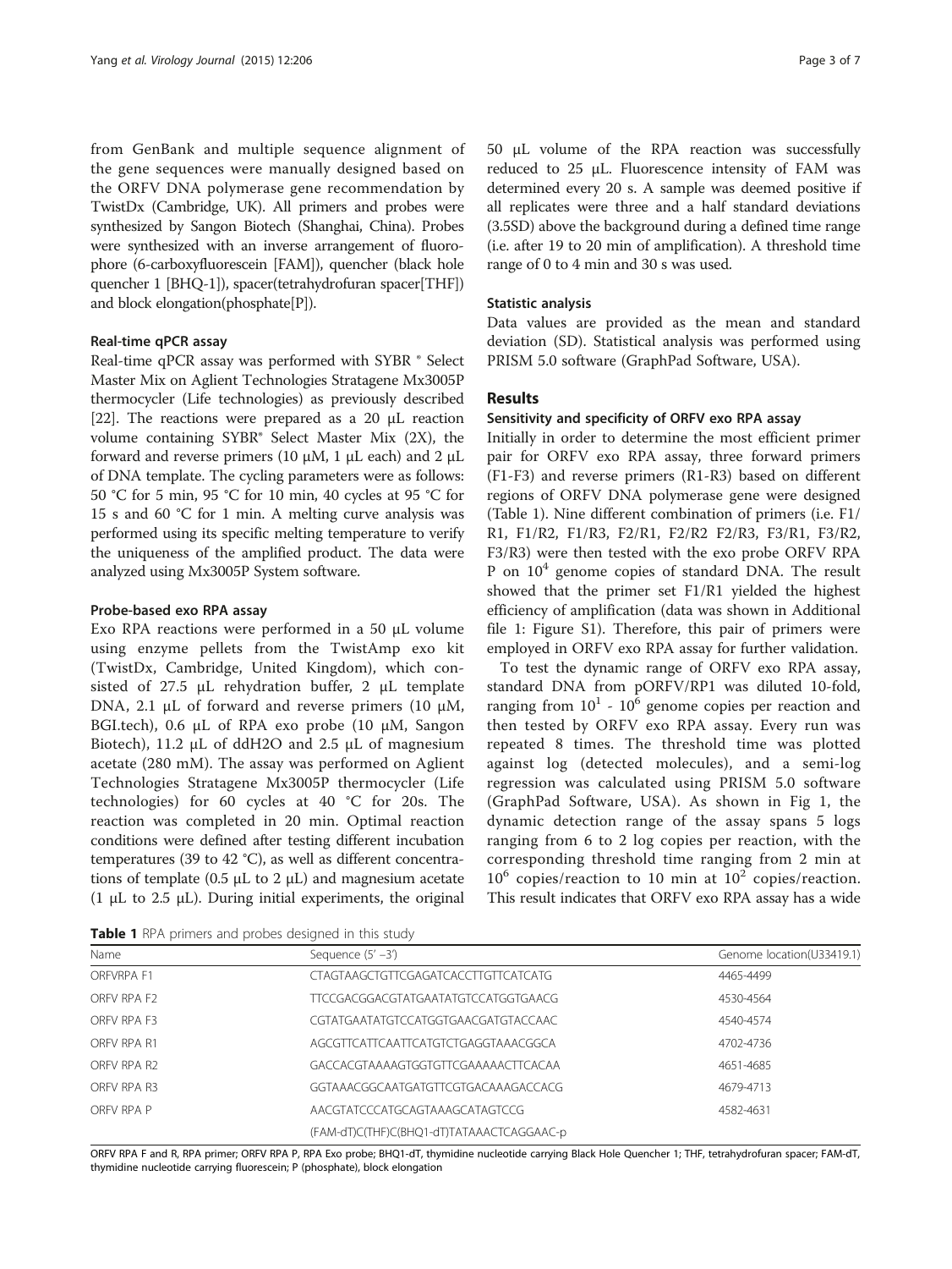from GenBank and multiple sequence alignment of the gene sequences were manually designed based on the ORFV DNA polymerase gene recommendation by TwistDx (Cambridge, UK). All primers and probes were synthesized by Sangon Biotech (Shanghai, China). Probes were synthesized with an inverse arrangement of fluorophore (6-carboxyfluorescein [FAM]), quencher (black hole quencher 1 [BHQ-1]), spacer(tetrahydrofuran spacer[THF]) and block elongation(phosphate[P]).

#### Real-time qPCR assay

Real-time qPCR assay was performed with SYBR ® Select Master Mix on Aglient Technologies Stratagene Mx3005P thermocycler (Life technologies) as previously described [22]. The reactions were prepared as a 20 μL reaction volume containing SYBR® Select Master Mix (2X), the forward and reverse primers (10 μM, 1 μL each) and 2 μL of DNA template. The cycling parameters were as follows: 50 °C for 5 min, 95 °C for 10 min, 40 cycles at 95 °C for 15 s and 60 °C for 1 min. A melting curve analysis was performed using its specific melting temperature to verify the uniqueness of the amplified product. The data were analyzed using Mx3005P System software.

#### Probe-based exo RPA assay

Exo RPA reactions were performed in a 50 μL volume using enzyme pellets from the TwistAmp exo kit (TwistDx, Cambridge, United Kingdom), which consisted of 27.5 μL rehydration buffer, 2 μL template DNA, 2.1 μL of forward and reverse primers (10 μM, BGI.tech), 0.6 μL of RPA exo probe (10 μM, Sangon Biotech), 11.2 μL of ddH2O and 2.5 μL of magnesium acetate (280 mM). The assay was performed on Aglient Technologies Stratagene Mx3005P thermocycler (Life technologies) for 60 cycles at 40 °C for 20s. The reaction was completed in 20 min. Optimal reaction conditions were defined after testing different incubation temperatures (39 to 42 °C), as well as different concentrations of template (0.5 μL to 2 μL) and magnesium acetate (1 μL to 2.5 μL). During initial experiments, the original 50 μL volume of the RPA reaction was successfully reduced to 25 μL. Fluorescence intensity of FAM was determined every 20 s. A sample was deemed positive if all replicates were three and a half standard deviations (3.5SD) above the background during a defined time range (i.e. after 19 to 20 min of amplification). A threshold time range of 0 to 4 min and 30 s was used.

#### Statistic analysis

Data values are provided as the mean and standard deviation (SD). Statistical analysis was performed using PRISM 5.0 software (GraphPad Software, USA).

## Results

### Sensitivity and specificity of ORFV exo RPA assay

Initially in order to determine the most efficient primer pair for ORFV exo RPA assay, three forward primers (F1-F3) and reverse primers (R1-R3) based on different regions of ORFV DNA polymerase gene were designed (Table 1). Nine different combination of primers (i.e. F1/R1, F1/R2, F1/R3, F2/R1, F2/R2 F2/R3, F3/R1, F3/R2, F3/R3) were then tested with the exo probe ORFV RPA P on $10^4$ genome copies of standard DNA. The result showed that the primer set F1/R1 yielded the highest efficiency of amplification (data was shown in Additional file 1: Figure S1). Therefore, this pair of primers were employed in ORFV exo RPA assay for further validation.

To test the dynamic range of ORFV exo RPA assay, standard DNA from pORFV/RP1 was diluted 10-fold, ranging from $10^1$ - $10^6$ genome copies per reaction and then tested by ORFV exo RPA assay. Every run was repeated 8 times. The threshold time was plotted against log (detected molecules), and a semi-log regression was calculated using PRISM 5.0 software (GraphPad Software, USA). As shown in Fig 1, the dynamic detection range of the assay spans 5 logs ranging from 6 to 2 log copies per reaction, with the corresponding threshold time ranging from 2 min at $10^6$ copies/reaction to 10 min at $10^2$ copies/reaction. This result indicates that ORFV exo RPA assay has a wide

**Table 1** RPA primers and probes designed in this study

| Name | Sequence (5′ −3′) | Genome location(U33419.1) |
|---|---|---|
| ORFVRPA F1 | CTAGTAAGCTGTTCGAGATCACCTTGTTCATCATG | 4465-4499 |
| ORFV RPA F2 | TTCCGACGGACGTATGAATATGTCCATGGTGAACG | 4530-4564 |
| ORFV RPA F3 | CGTATGAATATGTCCATGGTGAACGATGTACCAAC | 4540-4574 |
| ORFV RPA R1 | AGCGTTCATTCAATTCATGTCTGAGGTAAACGGCA | 4702-4736 |
| ORFV RPA R2 | GACCACGTAAAAGTGGTGTTCGAAAAACTTCACAA | 4651-4685 |
| ORFV RPA R3 | GGTAAACGGCAATGATGTTCGTGACAAAGACCACG | 4679-4713 |
| ORFV RPA P | AACGTATCCCATGCAGTAAAGCATAGTCCG<br>(FAM-dT)C(THF)C(BHQ1-dT)TATAAACTCAGGAAC-p | 4582-4631 |

ORFV RPA F and R, RPA primer; ORFV RPA P, RPA Exo probe; BHQ1-dT, thymidine nucleotide carrying Black Hole Quencher 1; THF, tetrahydrofuran spacer; FAM-dT, thymidine nucleotide carrying fluorescein; P (phosphate), block elongation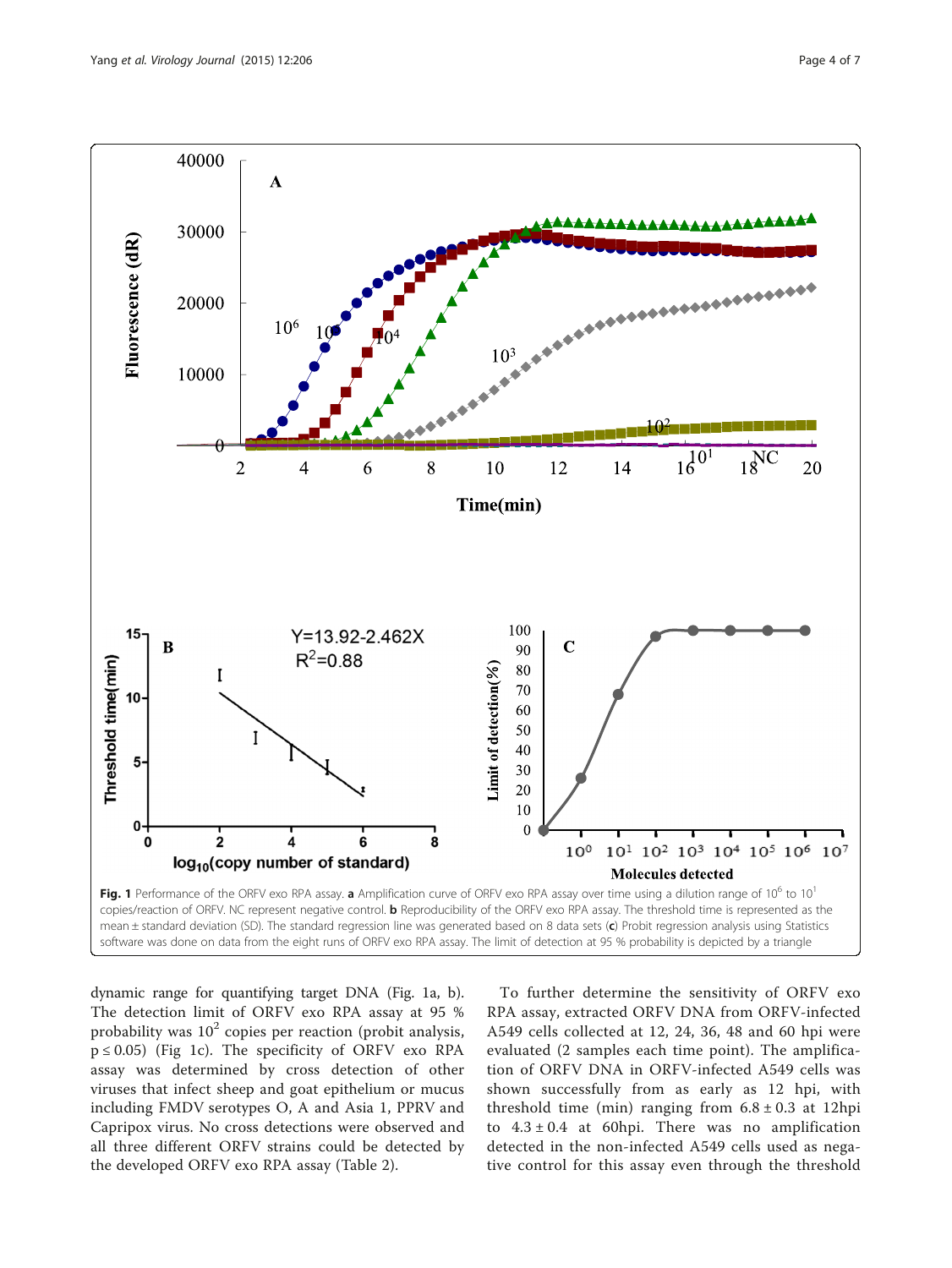Fig. 1 Performance of the ORFV exo RPA assay. **a** Amplification curve of ORFV exo RPA assay over time using a dilution range of $10^6$ to $10^1$ copies/reaction of ORFV. NC represent negative control. **b** Reproducibility of the ORFV exo RPA assay. The threshold time is represented as the mean ± standard deviation (SD). The standard regression line was generated based on 8 data sets (**c**) Probit regression analysis using Statistics software was done on data from the eight runs of ORFV exo RPA assay. The limit of detection at 95 % probability is depicted by a triangle

dynamic range for quantifying target DNA (Fig. 1a, b). The detection limit of ORFV exo RPA assay at 95 % probability was $10^2$ copies per reaction (probit analysis, $p \leq 0.05$) (Fig 1c). The specificity of ORFV exo RPA assay was determined by cross detection of other viruses that infect sheep and goat epithelium or mucus including FMDV serotypes O, A and Asia 1, PPRV and Capripox virus. No cross detections were observed and all three different ORFV strains could be detected by the developed ORFV exo RPA assay (Table 2).

To further determine the sensitivity of ORFV exo RPA assay, extracted ORFV DNA from ORFV-infected A549 cells collected at 12, 24, 36, 48 and 60 hpi were evaluated (2 samples each time point). The amplification of ORFV DNA in ORFV-infected A549 cells was shown successfully from as early as 12 hpi, with threshold time (min) ranging from $6.8 \pm 0.3$ at 12hpi to $4.3 \pm 0.4$ at 60hpi. There was no amplification detected in the non-infected A549 cells used as negative control for this assay even through the threshold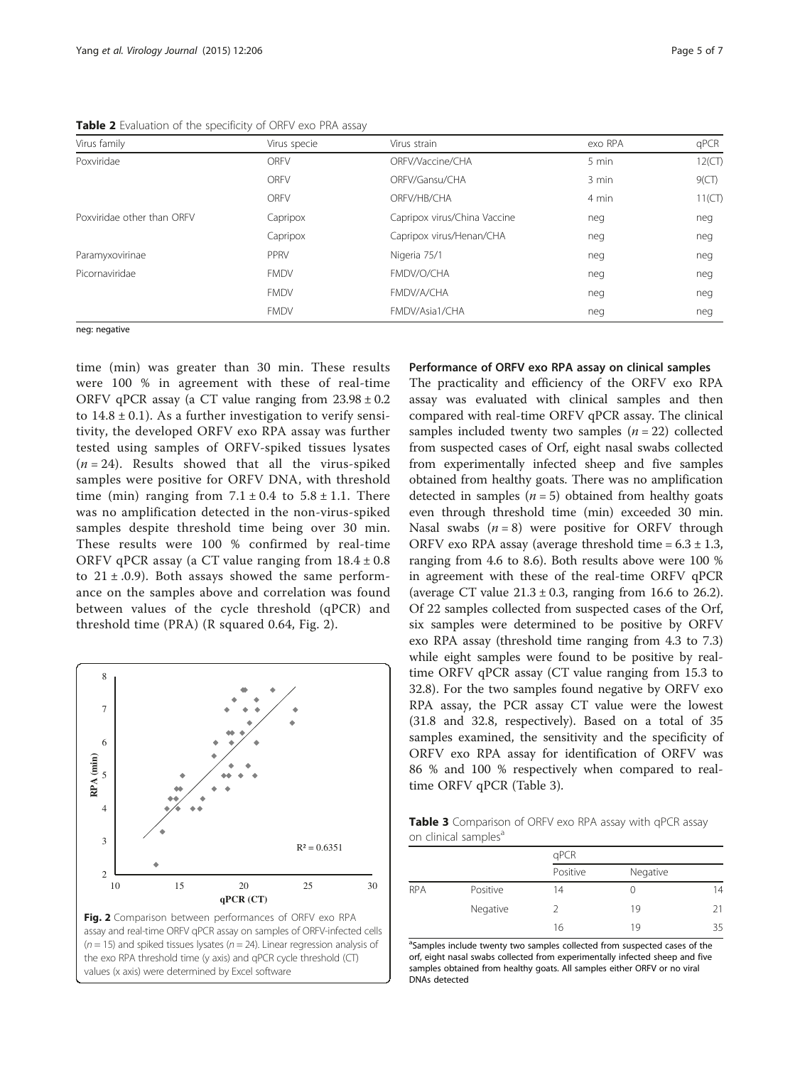**Table 2** Evaluation of the specificity of ORFV exo PRA assay

| Virus family | Virus specie | Virus strain | exo RPA | qPCR |
|---|---|---|---|---|
| Poxviridae | ORFV | ORFV/Vaccine/CHA | 5 min | 12(CT) |
| | ORFV | ORFV/Gansu/CHA | 3 min | 9(CT) |
| | ORFV | ORFV/HB/CHA | 4 min | 11(CT) |
| Poxviridae other than ORFV | Capripox | Capripox virus/China Vaccine | neg | neg |
| | Capripox | Capripox virus/Henan/CHA | neg | neg |
| Paramyxovirinae | PPRV | Nigeria 75/1 | neg | neg |
| Picornaviridae | FMDV | FMDV/O/CHA | neg | neg |
| | FMDV | FMDV/A/CHA | neg | neg |
| | FMDV | FMDV/Asia1/CHA | neg | neg |

neg: negative

time (min) was greater than 30 min. These results were 100 % in agreement with these of real-time ORFV qPCR assay (a CT value ranging from 23.98 ± 0.2 to 14.8 ± 0.1). As a further investigation to verify sensitivity, the developed ORFV exo RPA assay was further tested using samples of ORFV-spiked tissues lysates ($n = 24$). Results showed that all the virus-spiked samples were positive for ORFV DNA, with threshold time (min) ranging from 7.1 ± 0.4 to 5.8 ± 1.1. There was no amplification detected in the non-virus-spiked samples despite threshold time being over 30 min. These results were 100 % confirmed by real-time ORFV qPCR assay (a CT value ranging from 18.4 ± 0.8 to 21 ± .0.9). Both assays showed the same performance on the samples above and correlation was found between values of the cycle threshold (qPCR) and threshold time (PRA) (R squared 0.64, Fig. 2).

**Fig. 2** Comparison between performances of ORFV exo RPA assay and real-time ORFV qPCR assay on samples of ORFV-infected cells ($n = 15$) and spiked tissues lysates ($n = 24$). Linear regression analysis of the exo RPA threshold time (y axis) and qPCR cycle threshold (CT) values (x axis) were determined by Excel software

### Performance of ORFV exo RPA assay on clinical samples

The practicality and efficiency of the ORFV exo RPA assay was evaluated with clinical samples and then compared with real-time ORFV qPCR assay. The clinical samples included twenty two samples ($n = 22$) collected from suspected cases of Orf, eight nasal swabs collected from experimentally infected sheep and five samples obtained from healthy goats. There was no amplification detected in samples ($n = 5$) obtained from healthy goats even through threshold time (min) exceeded 30 min. Nasal swabs ($n = 8$) were positive for ORFV through ORFV exo RPA assay (average threshold time = 6.3 ± 1.3, ranging from 4.6 to 8.6). Both results above were 100 % in agreement with these of the real-time ORFV qPCR (average CT value 21.3 ± 0.3, ranging from 16.6 to 26.2). Of 22 samples collected from suspected cases of the Orf, six samples were determined to be positive by ORFV exo RPA assay (threshold time ranging from 4.3 to 7.3) while eight samples were found to be positive by real-time ORFV qPCR assay (CT value ranging from 15.3 to 32.8). For the two samples found negative by ORFV exo RPA assay, the PCR assay CT value were the lowest (31.8 and 32.8, respectively). Based on a total of 35 samples examined, the sensitivity and the specificity of ORFV exo RPA assay for identification of ORFV was 86 % and 100 % respectively when compared to real-time ORFV qPCR (Table 3).

**Table 3** Comparison of ORFV exo RPA assay with qPCR assay on clinical samples[a]

| | | qPCR | | |
|---|---|---|---|---|
| | | Positive | Negative | |
| RPA | Positive | 14 | 0 | 14 |
| | Negative | 2 | 19 | 21 |
| | | 16 | 19 | 35 |

[a]Samples include twenty two samples collected from suspected cases of the orf, eight nasal swabs collected from experimentally infected sheep and five samples obtained from healthy goats. All samples either ORFV or no viral DNAs detected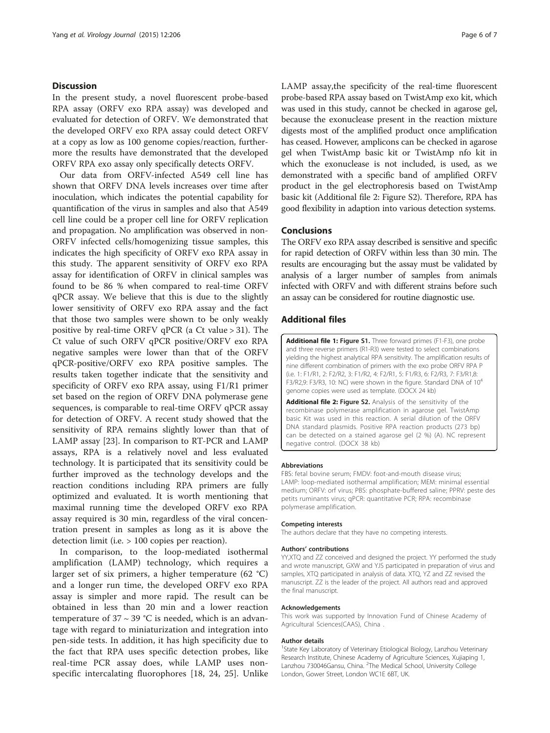## Discussion

In the present study, a novel fluorescent probe-based RPA assay (ORFV exo RPA assay) was developed and evaluated for detection of ORFV. We demonstrated that the developed ORFV exo RPA assay could detect ORFV at a copy as low as 100 genome copies/reaction, furthermore the results have demonstrated that the developed ORFV RPA exo assay only specifically detects ORFV.

Our data from ORFV-infected A549 cell line has shown that ORFV DNA levels increases over time after inoculation, which indicates the potential capability for quantification of the virus in samples and also that A549 cell line could be a proper cell line for ORFV replication and propagation. No amplification was observed in non-ORFV infected cells/homogenizing tissue samples, this indicates the high specificity of ORFV exo RPA assay in this study. The apparent sensitivity of ORFV exo RPA assay for identification of ORFV in clinical samples was found to be 86 % when compared to real-time ORFV qPCR assay. We believe that this is due to the slightly lower sensitivity of ORFV exo RPA assay and the fact that those two samples were shown to be only weakly positive by real-time ORFV qPCR (a Ct value > 31). The Ct value of such ORFV qPCR positive/ORFV exo RPA negative samples were lower than that of the ORFV qPCR-positive/ORFV exo RPA positive samples. The results taken together indicate that the sensitivity and specificity of ORFV exo RPA assay, using F1/R1 primer set based on the region of ORFV DNA polymerase gene sequences, is comparable to real-time ORFV qPCR assay for detection of ORFV. A recent study showed that the sensitivity of RPA remains slightly lower than that of LAMP assay [23]. In comparison to RT-PCR and LAMP assays, RPA is a relatively novel and less evaluated technology. It is participated that its sensitivity could be further improved as the technology develops and the reaction conditions including RPA primers are fully optimized and evaluated. It is worth mentioning that maximal running time the developed ORFV exo RPA assay required is 30 min, regardless of the viral concentration present in samples as long as it is above the detection limit (i.e. > 100 copies per reaction).

In comparison, to the loop-mediated isothermal amplification (LAMP) technology, which requires a larger set of six primers, a higher temperature (62 °C) and a longer run time, the developed ORFV exo RPA assay is simpler and more rapid. The result can be obtained in less than 20 min and a lower reaction temperature of 37 ~ 39 °C is needed, which is an advantage with regard to miniaturization and integration into pen-side tests. In addition, it has high specificity due to the fact that RPA uses specific detection probes, like real-time PCR assay does, while LAMP uses non-specific intercalating fluorophores [18, 24, 25]. Unlike LAMP assay,the specificity of the real-time fluorescent probe-based RPA assay based on TwistAmp exo kit, which was used in this study, cannot be checked in agarose gel, because the exonuclease present in the reaction mixture digests most of the amplified product once amplification has ceased. However, amplicons can be checked in agarose gel when TwistAmp basic kit or TwistAmp nfo kit in which the exonuclease is not included, is used, as we demonstrated with a specific band of amplified ORFV product in the gel electrophoresis based on TwistAmp basic kit (Additional file 2: Figure S2). Therefore, RPA has good flexibility in adaption into various detection systems.

## Conclusions

The ORFV exo RPA assay described is sensitive and specific for rapid detection of ORFV within less than 30 min. The results are encouraging but the assay must be validated by analysis of a larger number of samples from animals infected with ORFV and with different strains before such an assay can be considered for routine diagnostic use.

## Additional files

**Additional file 1: Figure S1.** Three forward primes (F1-F3), one probe and three reverse primers (R1-R3) were tested to select combinations yielding the highest analytical RPA sensitivity. The amplification results of nine different combination of primers with the exo probe ORFV RPA P (i.e. 1: F1/R1, 2: F2/R2, 3: F1/R2, 4: F2/R1, 5: F1/R3, 6: F2/R3, 7: F3/R1,8: F3/R2,9: F3/R3, 10: NC) were shown in the figure. Standard DNA of $10^4$ genome copies were used as template. (DOCX 24 kb)

**Additional file 2: Figure S2.** Analysis of the sensitivity of the recombinase polymerase amplification in agarose gel. TwistAmp basic Kit was used in this reaction. A serial dilution of the ORFV DNA standard plasmids. Positive RPA reaction products (273 bp) can be detected on a stained agarose gel (2 %) (A). NC represent negative control. (DOCX 38 kb)

#### Abbreviations

FBS: fetal bovine serum; FMDV: foot-and-mouth disease virus; LAMP: loop-mediated isothermal amplification; MEM: minimal essential medium; ORFV: orf virus; PBS: phosphate-buffered saline; PPRV: peste des petits ruminants virus; qPCR: quantitative PCR; RPA: recombinase polymerase amplification.

#### Competing interests

The authors declare that they have no competing interests.

#### Authors' contributions

YY,XTQ and ZZ conceived and designed the project. YY performed the study and wrote manuscript, GXW and YJS participated in preparation of virus and samples, XTQ participated in analysis of data. XTQ, YZ and ZZ revised the manuscript. ZZ is the leader of the project. All authors read and approved the final manuscript.

#### Acknowledgements

This work was supported by Innovation Fund of Chinese Academy of Agricultural Sciences(CAAS), China .

#### Author details

[1]State Key Laboratory of Veterinary Etiological Biology, Lanzhou Veterinary Research Institute, Chinese Academy of Agriculture Sciences, Xujiaping 1, Lanzhou 730046Gansu, China. [2]The Medical School, University College London, Gower Street, London WC1E 6BT, UK.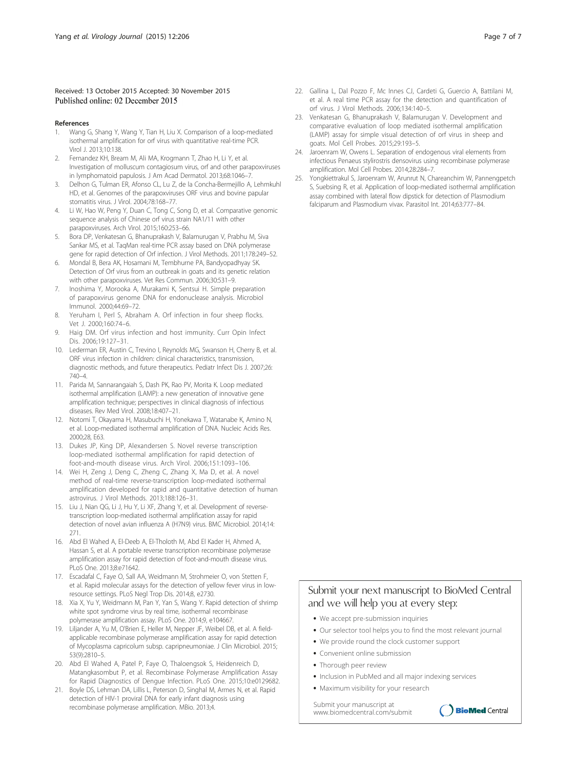Received: 13 October 2015 Accepted: 30 November 2015
Published online: 02 December 2015

## References

1. Wang G, Shang Y, Wang Y, Tian H, Liu X. Comparison of a loop-mediated isothermal amplification for orf virus with quantitative real-time PCR. Virol J. 2013;10:138.
2. Fernandez KH, Bream M, Ali MA, Krogmann T, Zhao H, Li Y, et al. Investigation of molluscum contagiosum virus, orf and other parapoxviruses in lymphomatoid papulosis. J Am Acad Dermatol. 2013;68:1046–7.
3. Delhon G, Tulman ER, Afonso CL, Lu Z, de la Concha-Bermejillo A, Lehmkuhl HD, et al. Genomes of the parapoxviruses ORF virus and bovine papular stomatitis virus. J Virol. 2004;78:168–77.
4. Li W, Hao W, Peng Y, Duan C, Tong C, Song D, et al. Comparative genomic sequence analysis of Chinese orf virus strain NA1/11 with other parapoxviruses. Arch Virol. 2015;160:253–66.
5. Bora DP, Venkatesan G, Bhanuprakash V, Balamurugan V, Prabhu M, Siva Sankar MS, et al. TaqMan real-time PCR assay based on DNA polymerase gene for rapid detection of Orf infection. J Virol Methods. 2011;178:249–52.
6. Mondal B, Bera AK, Hosamani M, Tembhurne PA, Bandyopadhyay SK. Detection of Orf virus from an outbreak in goats and its genetic relation with other parapoxviruses. Vet Res Commun. 2006;30:531–9.
7. Inoshima Y, Morooka A, Murakami K, Sentsui H. Simple preparation of parapoxvirus genome DNA for endonuclease analysis. Microbiol Immunol. 2000;44:69–72.
8. Yeruham I, Perl S, Abraham A. Orf infection in four sheep flocks. Vet J. 2000;160:74–6.
9. Haig DM. Orf virus infection and host immunity. Curr Opin Infect Dis. 2006;19:127–31.
10. Lederman ER, Austin C, Trevino I, Reynolds MG, Swanson H, Cherry B, et al. ORF virus infection in children: clinical characteristics, transmission, diagnostic methods, and future therapeutics. Pediatr Infect Dis J. 2007;26:740–4.
11. Parida M, Sannarangaiah S, Dash PK, Rao PV, Morita K. Loop mediated isothermal amplification (LAMP): a new generation of innovative gene amplification technique; perspectives in clinical diagnosis of infectious diseases. Rev Med Virol. 2008;18:407–21.
12. Notomi T, Okayama H, Masubuchi H, Yonekawa T, Watanabe K, Amino N, et al. Loop-mediated isothermal amplification of DNA. Nucleic Acids Res. 2000;28, E63.
13. Dukes JP, King DP, Alexandersen S. Novel reverse transcription loop-mediated isothermal amplification for rapid detection of foot-and-mouth disease virus. Arch Virol. 2006;151:1093–106.
14. Wei H, Zeng J, Deng C, Zheng C, Zhang X, Ma D, et al. A novel method of real-time reverse-transcription loop-mediated isothermal amplification developed for rapid and quantitative detection of human astrovirus. J Virol Methods. 2013;188:126–31.
15. Liu J, Nian QG, Li J, Hu Y, Li XF, Zhang Y, et al. Development of reverse-transcription loop-mediated isothermal amplification assay for rapid detection of novel avian influenza A (H7N9) virus. BMC Microbiol. 2014;14:271.
16. Abd El Wahed A, El-Deeb A, El-Tholoth M, Abd El Kader H, Ahmed A, Hassan S, et al. A portable reverse transcription recombinase polymerase amplification assay for rapid detection of foot-and-mouth disease virus. PLoS One. 2013;8:e71642.
17. Escadafal C, Faye O, Sall AA, Weidmann M, Strohmeier O, von Stetten F, et al. Rapid molecular assays for the detection of yellow fever virus in low-resource settings. PLoS Negl Trop Dis. 2014;8, e2730.
18. Xia X, Yu Y, Weidmann M, Pan Y, Yan S, Wang Y. Rapid detection of shrimp white spot syndrome virus by real time, isothermal recombinase polymerase amplification assay. PLoS One. 2014;9, e104667.
19. Liljander A, Yu M, O'Brien E, Heller M, Nepper JF, Weibel DB, et al. A field-applicable recombinase polymerase amplification assay for rapid detection of Mycoplasma capricolum subsp. capripneumoniae. J Clin Microbiol. 2015;53(9):2810–5.
20. Abd El Wahed A, Patel P, Faye O, Thaloengsok S, Heidenreich D, Matangkasombut P, et al. Recombinase Polymerase Amplification Assay for Rapid Diagnostics of Dengue Infection. PLoS One. 2015;10:e0129682.
21. Boyle DS, Lehman DA, Lillis L, Peterson D, Singhal M, Armes N, et al. Rapid detection of HIV-1 proviral DNA for early infant diagnosis using recombinase polymerase amplification. MBio. 2013;4.
22. Gallina L, Dal Pozzo F, Mc Innes CJ, Cardeti G, Guercio A, Battilani M, et al. A real time PCR assay for the detection and quantification of orf virus. J Virol Methods. 2006;134:140–5.
23. Venkatesan G, Bhanuprakash V, Balamurugan V. Development and comparative evaluation of loop mediated isothermal amplification (LAMP) assay for simple visual detection of orf virus in sheep and goats. Mol Cell Probes. 2015;29:193–5.
24. Jaroenram W, Owens L. Separation of endogenous viral elements from infectious Penaeus stylirostris densovirus using recombinase polymerase amplification. Mol Cell Probes. 2014;28:284–7.
25. Yongkiettrakul S, Jaroenram W, Arunrut N, Chareanchim W, Pannengpetch S, Suebsing R, et al. Application of loop-mediated isothermal amplification assay combined with lateral flow dipstick for detection of Plasmodium falciparum and Plasmodium vivax. Parasitol Int. 2014;63:777–84.

Submit your next manuscript to BioMed Central and we will help you at every step:

- We accept pre-submission inquiries
- Our selector tool helps you to find the most relevant journal
- We provide round the clock customer support
- Convenient online submission
- Thorough peer review
- Inclusion in PubMed and all major indexing services
- Maximum visibility for your research

Submit your manuscript at
www.biomedcentral.com/submit

BioMed Central